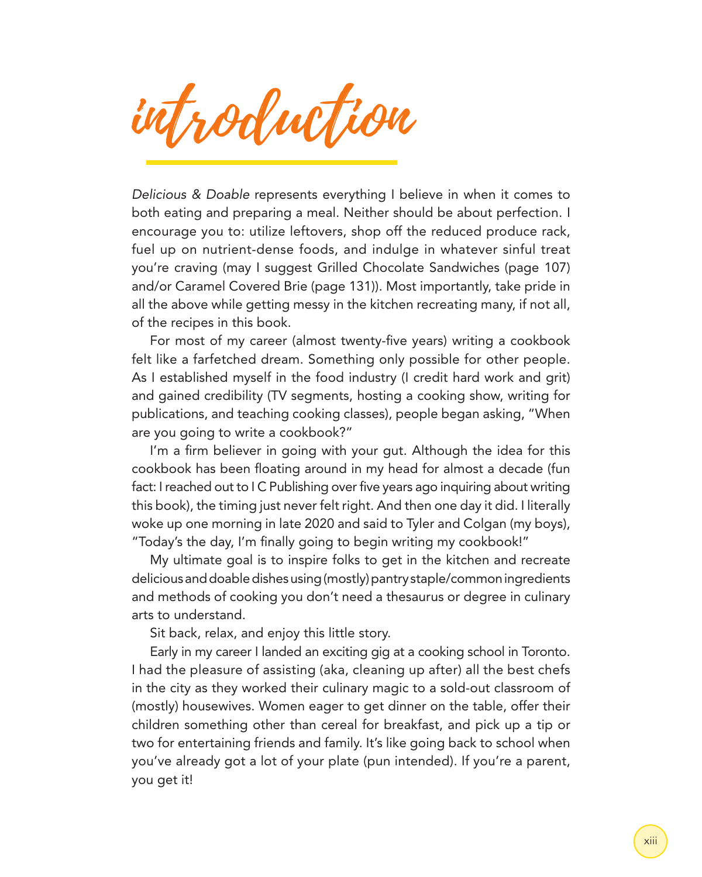# introduction

*Delicious & Doable* represents everything I believe in when it comes to both eating and preparing a meal. Neither should be about perfection. I encourage you to: utilize leftovers, shop off the reduced produce rack, fuel up on nutrient-dense foods, and indulge in whatever sinful treat you're craving (may I suggest Grilled Chocolate Sandwiches (page 107) and/or Caramel Covered Brie (page 131)). Most importantly, take pride in all the above while getting messy in the kitchen recreating many, if not all, of the recipes in this book.

For most of my career (almost twenty-five years) writing a cookbook felt like a farfetched dream. Something only possible for other people. As I established myself in the food industry (I credit hard work and grit) and gained credibility (TV segments, hosting a cooking show, writing for publications, and teaching cooking classes), people began asking, "When are you going to write a cookbook?"

I'm a firm believer in going with your gut. Although the idea for this cookbook has been floating around in my head for almost a decade (fun fact: I reached out to I C Publishing over five years ago inquiring about writing this book), the timing just never felt right. And then one day it did. I literally woke up one morning in late 2020 and said to Tyler and Colgan (my boys), "Today's the day, I'm finally going to begin writing my cookbook!"

My ultimate goal is to inspire folks to get in the kitchen and recreate delicious and doable dishes using (mostly) pantry staple/common ingredients and methods of cooking you don't need a thesaurus or degree in culinary arts to understand.

Sit back, relax, and enjoy this little story.

Early in my career I landed an exciting gig at a cooking school in Toronto. I had the pleasure of assisting (aka, cleaning up after) all the best chefs in the city as they worked their culinary magic to a sold-out classroom of (mostly) housewives. Women eager to get dinner on the table, offer their children something other than cereal for breakfast, and pick up a tip or two for entertaining friends and family. It's like going back to school when you've already got a lot of your plate (pun intended). If you're a parent, you get it!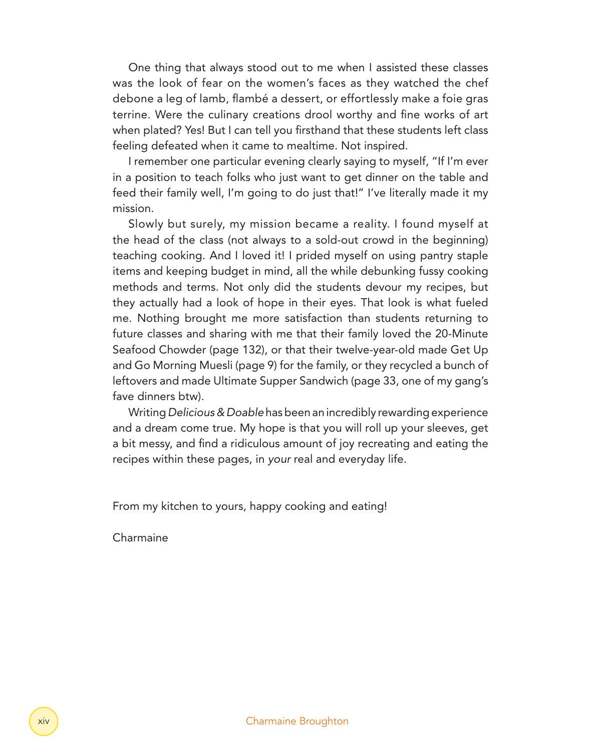One thing that always stood out to me when I assisted these classes was the look of fear on the women's faces as they watched the chef debone a leg of lamb, flambé a dessert, or effortlessly make a foie gras terrine. Were the culinary creations drool worthy and fine works of art when plated? Yes! But I can tell you firsthand that these students left class feeling defeated when it came to mealtime. Not inspired.

I remember one particular evening clearly saying to myself, "If I'm ever in a position to teach folks who just want to get dinner on the table and feed their family well, I'm going to do just that!" I've literally made it my mission.

Slowly but surely, my mission became a reality. I found myself at the head of the class (not always to a sold-out crowd in the beginning) teaching cooking. And I loved it! I prided myself on using pantry staple items and keeping budget in mind, all the while debunking fussy cooking methods and terms. Not only did the students devour my recipes, but they actually had a look of hope in their eyes. That look is what fueled me. Nothing brought me more satisfaction than students returning to future classes and sharing with me that their family loved the 20-Minute Seafood Chowder (page 132), or that their twelve-year-old made Get Up and Go Morning Muesli (page 9) for the family, or they recycled a bunch of leftovers and made Ultimate Supper Sandwich (page 33, one of my gang's fave dinners btw).

Writing *Delicious & Doable* has been an incredibly rewarding experience and a dream come true. My hope is that you will roll up your sleeves, get a bit messy, and find a ridiculous amount of joy recreating and eating the recipes within these pages, in *your* real and everyday life.

From my kitchen to yours, happy cooking and eating!

Charmaine